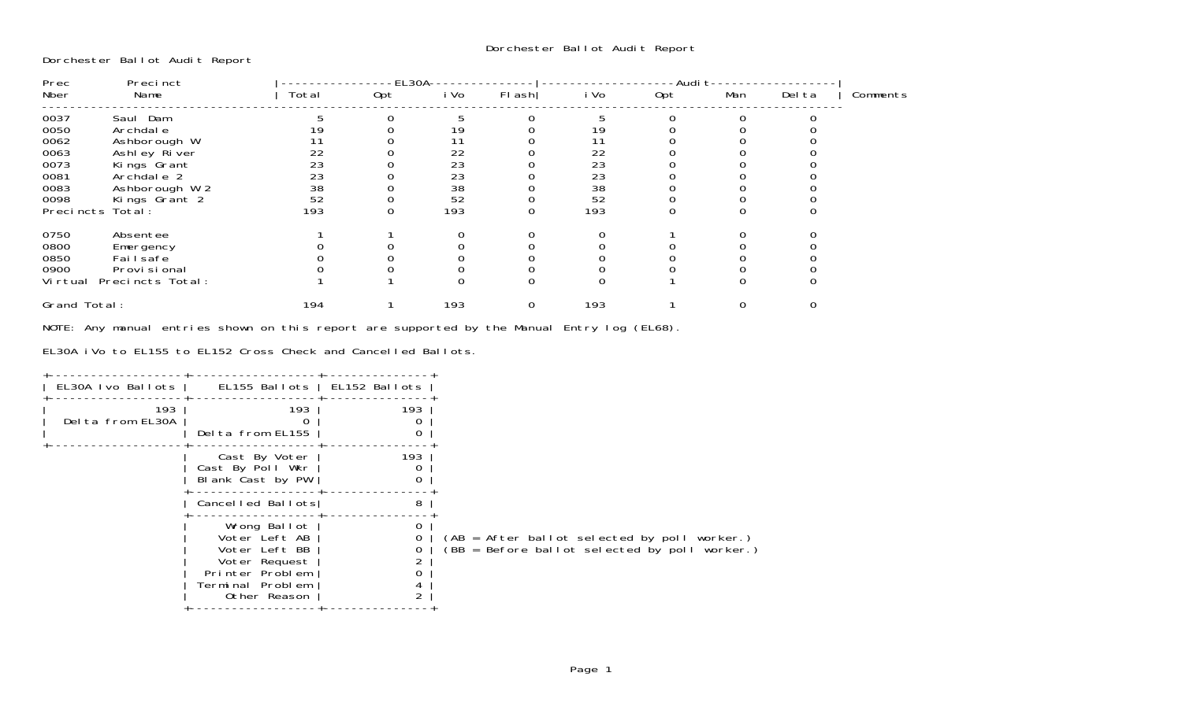# Dorchester Ballot Audit Report

Dorchester Ballot Audit Report

| Prec Nber | Precinct Name | EL30A Total | EL30A Opt | EL30A iVo | EL30A Flash | Audit iVo | Audit Opt | Audit Man | Audit Delta | Comments |
|---|---|---|---|---|---|---|---|---|---|---|
| 0037 | Saul Dam | 5 | 0 | 5 | 0 | 5 | 0 | 0 | 0 | |
| 0050 | Archdale | 19 | 0 | 19 | 0 | 19 | 0 | 0 | 0 | |
| 0062 | Ashborough W | 11 | 0 | 11 | 0 | 11 | 0 | 0 | 0 | |
| 0063 | Ashley River | 22 | 0 | 22 | 0 | 22 | 0 | 0 | 0 | |
| 0073 | Kings Grant | 23 | 0 | 23 | 0 | 23 | 0 | 0 | 0 | |
| 0081 | Archdale 2 | 23 | 0 | 23 | 0 | 23 | 0 | 0 | 0 | |
| 0083 | Ashborough W 2 | 38 | 0 | 38 | 0 | 38 | 0 | 0 | 0 | |
| 0098 | Kings Grant 2 | 52 | 0 | 52 | 0 | 52 | 0 | 0 | 0 | |
| Precincts Total: | | 193 | 0 | 193 | 0 | 193 | 0 | 0 | 0 | |
| 0750 | Absentee | 1 | 1 | 0 | 0 | 0 | 1 | 0 | 0 | |
| 0800 | Emergency | 0 | 0 | 0 | 0 | 0 | 0 | 0 | 0 | |
| 0850 | Failsafe | 0 | 0 | 0 | 0 | 0 | 0 | 0 | 0 | |
| 0900 | Provisional | 0 | 0 | 0 | 0 | 0 | 0 | 0 | 0 | |
| Virtual Precincts Total: | | 1 | 1 | 0 | 0 | 0 | 1 | 0 | 0 | |
| Grand Total: | | 194 | 1 | 193 | 0 | 193 | 1 | 0 | 0 | |

NOTE: Any manual entries shown on this report are supported by the Manual Entry log (EL68).

EL30A iVo to EL155 to EL152 Cross Check and Cancelled Ballots.

| EL30A Ivo Ballots | EL155 Ballots | EL152 Ballots |
|---|---|---|
| 193 | 193 | 193 |
| Delta from EL30A | 0 | 0 |
| | Delta from EL155 | 0 |
| | Cast By Voter | 193 |
| | Cast By Poll Wkr | 0 |
| | Blank Cast by PW | 0 |
| | Cancelled Ballots | 8 |
| | Wrong Ballot | 0 |
| | Voter Left AB | 0 |
| | Voter Left BB | 0 |
| | Voter Request | 2 |
| | Printer Problem | 0 |
| | Terminal Problem | 4 |
| | Other Reason | 2 |

(AB = After ballot selected by poll worker.)
(BB = Before ballot selected by poll worker.)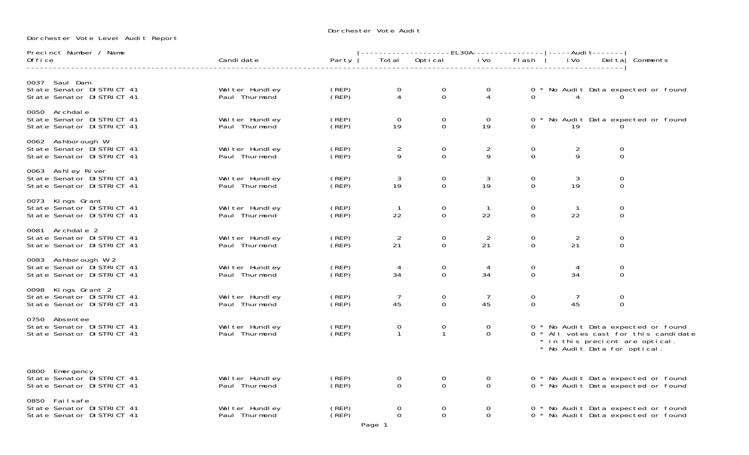Dorchester Vote Audit

Dorchester Vote Level Audit Report

| Precinct Number / Name / Office | Candidate | Party | EL30A Total | EL30A Optical | EL30A iVo | EL30A Flash | Audit iVo | Audit Delta | Comments |
|---|---|---|---|---|---|---|---|---|---|
| **0037 Saul Dam** | | | | | | | | | |
| State Senator DISTRICT 41 | Walter Hundley | (REP) | 0 | 0 | 0 | 0 | | | * No Audit Data expected or found |
| State Senator DISTRICT 41 | Paul Thurmond | (REP) | 4 | 0 | 4 | 0 | 4 | 0 | |
| **0050 Archdale** | | | | | | | | | |
| State Senator DISTRICT 41 | Walter Hundley | (REP) | 0 | 0 | 0 | 0 | | | * No Audit Data expected or found |
| State Senator DISTRICT 41 | Paul Thurmond | (REP) | 19 | 0 | 19 | 0 | 19 | 0 | |
| **0062 Ashborough W** | | | | | | | | | |
| State Senator DISTRICT 41 | Walter Hundley | (REP) | 2 | 0 | 2 | 0 | 2 | 0 | |
| State Senator DISTRICT 41 | Paul Thurmond | (REP) | 9 | 0 | 9 | 0 | 9 | 0 | |
| **0063 Ashley River** | | | | | | | | | |
| State Senator DISTRICT 41 | Walter Hundley | (REP) | 3 | 0 | 3 | 0 | 3 | 0 | |
| State Senator DISTRICT 41 | Paul Thurmond | (REP) | 19 | 0 | 19 | 0 | 19 | 0 | |
| **0073 Kings Grant** | | | | | | | | | |
| State Senator DISTRICT 41 | Walter Hundley | (REP) | 1 | 0 | 1 | 0 | 1 | 0 | |
| State Senator DISTRICT 41 | Paul Thurmond | (REP) | 22 | 0 | 22 | 0 | 22 | 0 | |
| **0081 Archdale 2** | | | | | | | | | |
| State Senator DISTRICT 41 | Walter Hundley | (REP) | 2 | 0 | 2 | 0 | 2 | 0 | |
| State Senator DISTRICT 41 | Paul Thurmond | (REP) | 21 | 0 | 21 | 0 | 21 | 0 | |
| **0083 Ashborough W 2** | | | | | | | | | |
| State Senator DISTRICT 41 | Walter Hundley | (REP) | 4 | 0 | 4 | 0 | 4 | 0 | |
| State Senator DISTRICT 41 | Paul Thurmond | (REP) | 34 | 0 | 34 | 0 | 34 | 0 | |
| **0098 Kings Grant 2** | | | | | | | | | |
| State Senator DISTRICT 41 | Walter Hundley | (REP) | 7 | 0 | 7 | 0 | 7 | 0 | |
| State Senator DISTRICT 41 | Paul Thurmond | (REP) | 45 | 0 | 45 | 0 | 45 | 0 | |
| **0750 Absentee** | | | | | | | | | |
| State Senator DISTRICT 41 | Walter Hundley | (REP) | 0 | 0 | 0 | 0 | | | * No Audit Data expected or found |
| State Senator DISTRICT 41 | Paul Thurmond | (REP) | 1 | 1 | 0 | 0 | | | * All votes cast for this candidate * in this precicnt are optical. * No Audit Data for optical. |
| **0800 Emergency** | | | | | | | | | |
| State Senator DISTRICT 41 | Walter Hundley | (REP) | 0 | 0 | 0 | 0 | | | * No Audit Data expected or found |
| State Senator DISTRICT 41 | Paul Thurmond | (REP) | 0 | 0 | 0 | 0 | | | * No Audit Data expected or found |
| **0850 Failsafe** | | | | | | | | | |
| State Senator DISTRICT 41 | Walter Hundley | (REP) | 0 | 0 | 0 | 0 | | | * No Audit Data expected or found |
| State Senator DISTRICT 41 | Paul Thurmond | (REP) | 0 | 0 | 0 | 0 | | | * No Audit Data expected or found |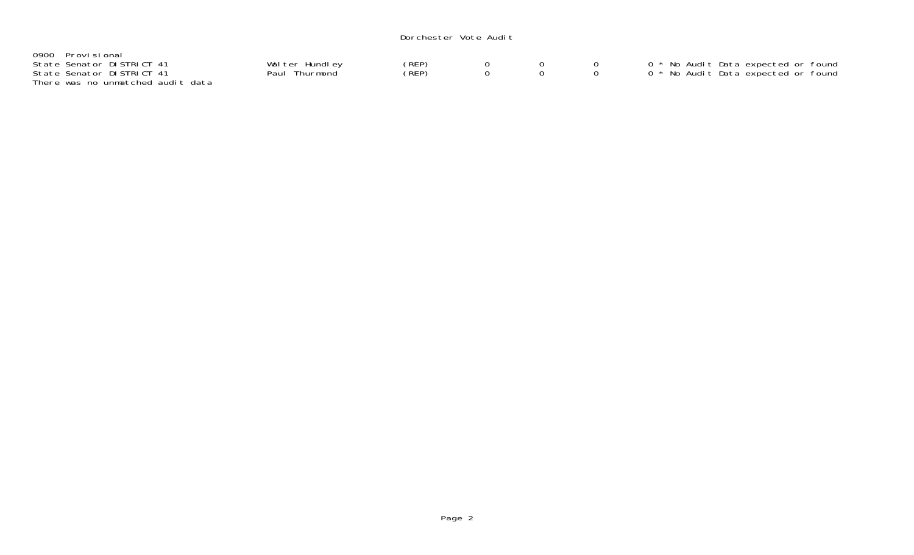Dorchester Vote Audit

0900 Provisional

| | | | | | | |
|---|---|---|---|---|---|---|
| State Senator DISTRICT 41 | Walter Hundley | (REP) | 0 | 0 | 0 | 0 * No Audit Data expected or found |
| State Senator DISTRICT 41 | Paul Thurmond | (REP) | 0 | 0 | 0 | 0 * No Audit Data expected or found |

There was no unmatched audit data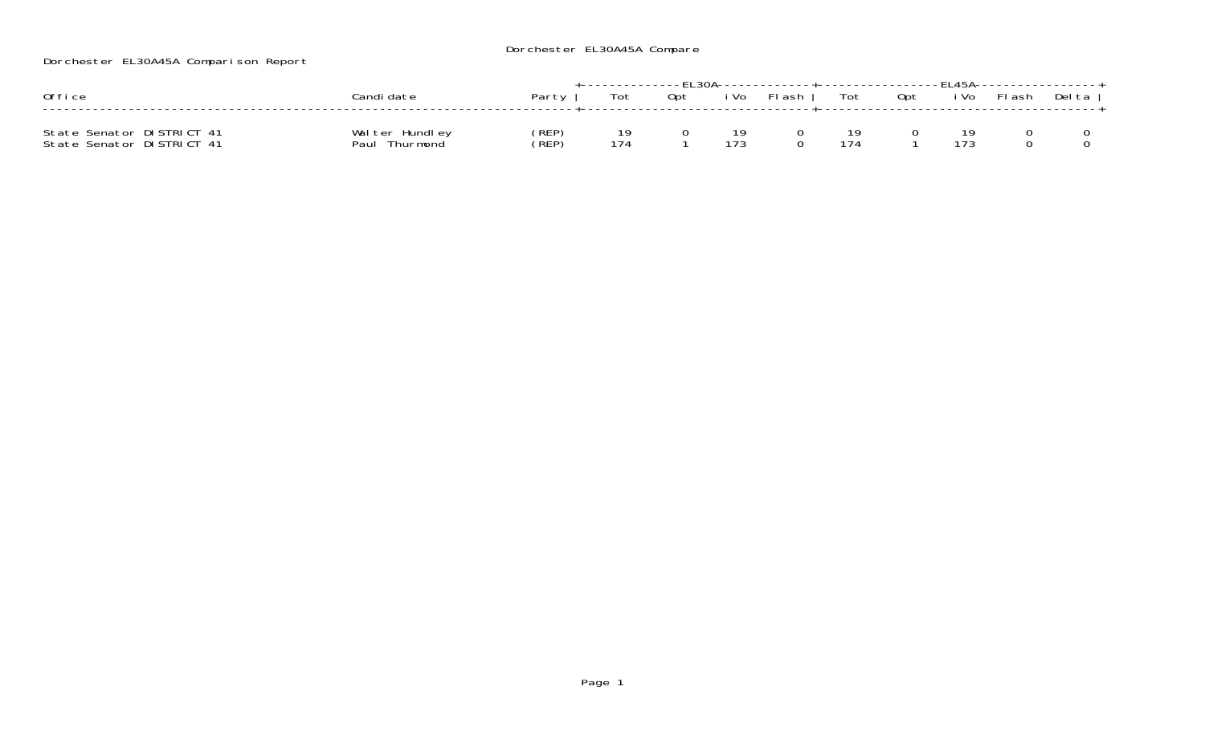Dorchester EL30A45A Compare

Dorchester EL30A45A Comparison Report

| Office | Candidate | Party | EL30A | | | | EL45A | | | | |
|---|---|---|---|---|---|---|---|---|---|---|---|
| | | | Tot | Opt | iVo | Flash | Tot | Opt | iVo | Flash | Delta |
| State Senator DISTRICT 41 | Walter Hundley | (REP) | 19 | 0 | 19 | 0 | 19 | 0 | 19 | 0 | 0 |
| State Senator DISTRICT 41 | Paul Thurmond | (REP) | 174 | 1 | 173 | 0 | 174 | 1 | 173 | 0 | 0 |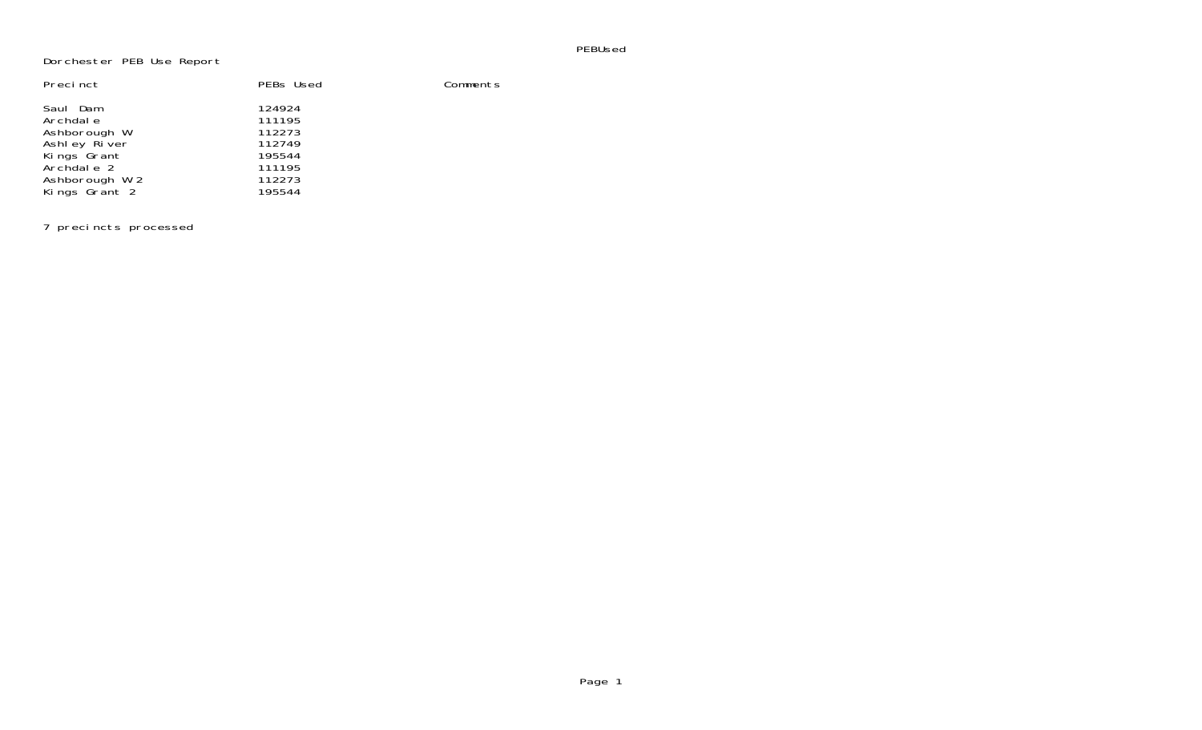# Dorchester PEB Use Report

| Precinct | PEBs Used | Comments |
|---|---|---|
| Saul Dam | 124924 | |
| Archdale | 111195 | |
| Ashborough W | 112273 | |
| Ashley River | 112749 | |
| Kings Grant | 195544 | |
| Archdale 2 | 111195 | |
| Ashborough W 2 | 112273 | |
| Kings Grant 2 | 195544 | |

7 precincts processed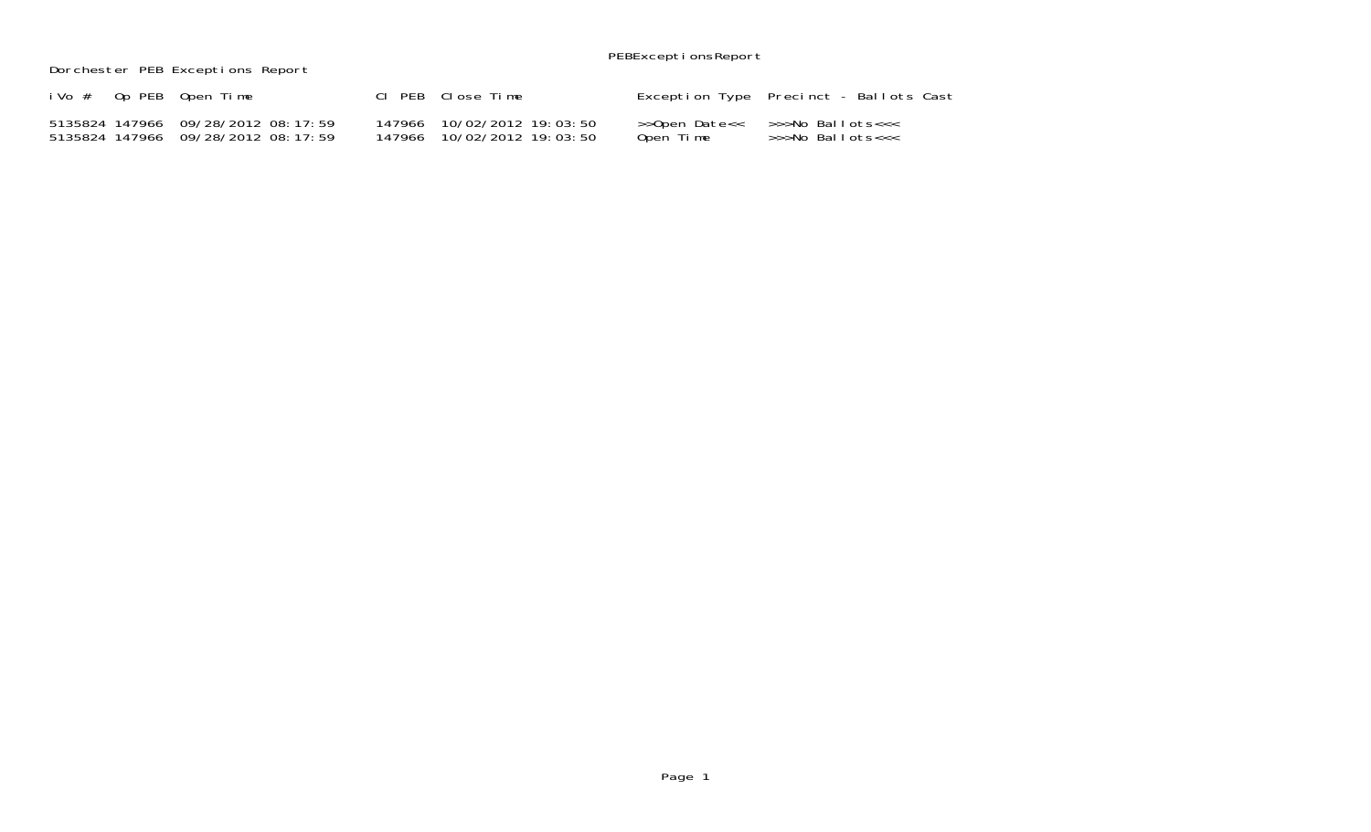PEBExceptionsReport

Dorchester PEB Exceptions Report

| iVo # | Op PEB | Open Time | Cl PEB | Close Time | Exception Type | Precinct - Ballots Cast |
|---|---|---|---|---|---|---|
| 5135824 | 147966 | 09/28/2012 08:17:59 | 147966 | 10/02/2012 19:03:50 | >>Open Date<< | >>>No Ballots<<< |
| 5135824 | 147966 | 09/28/2012 08:17:59 | 147966 | 10/02/2012 19:03:50 | Open Time | >>>No Ballots<<< |